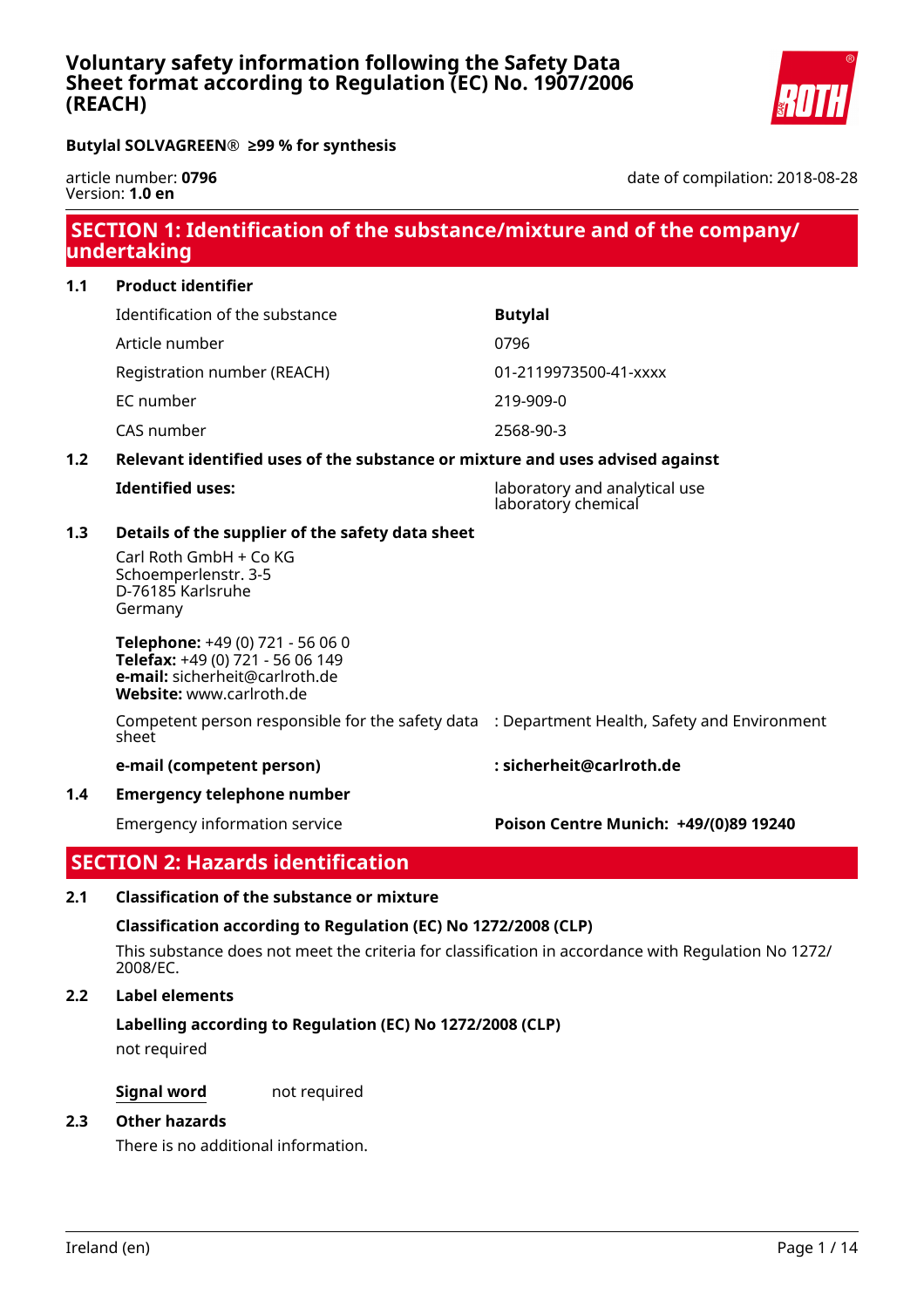# Voluntary safety information following the Safety Data Sheet format according to Regulation (EC) No. 1907/2006 (REACH)

**Butylal SOLVAGREEN® ≥99 % for synthesis**

article number: **0796**
Version: **1.0 en**

date of compilation: 2018-08-28

## SECTION 1: Identification of the substance/mixture and of the company/ undertaking

### 1.1 Product identifier

| | |
|---|---|
| Identification of the substance | **Butylal** |
| Article number | 0796 |
| Registration number (REACH) | 01-2119973500-41-xxxx |
| EC number | 219-909-0 |
| CAS number | 2568-90-3 |

### 1.2 Relevant identified uses of the substance or mixture and uses advised against

**Identified uses:** laboratory and analytical use
laboratory chemical

### 1.3 Details of the supplier of the safety data sheet

Carl Roth GmbH + Co KG
Schoemperlenstr. 3-5
D-76185 Karlsruhe
Germany

**Telephone:** +49 (0) 721 - 56 06 0
**Telefax:** +49 (0) 721 - 56 06 149
**e-mail:** sicherheit@carlroth.de
**Website:** www.carlroth.de

Competent person responsible for the safety data sheet : Department Health, Safety and Environment

**e-mail (competent person) : sicherheit@carlroth.de**

### 1.4 Emergency telephone number

Emergency information service **Poison Centre Munich: +49/(0)89 19240**

## SECTION 2: Hazards identification

### 2.1 Classification of the substance or mixture

**Classification according to Regulation (EC) No 1272/2008 (CLP)**

This substance does not meet the criteria for classification in accordance with Regulation No 1272/2008/EC.

### 2.2 Label elements

**Labelling according to Regulation (EC) No 1272/2008 (CLP)**

not required

**Signal word** not required

### 2.3 Other hazards

There is no additional information.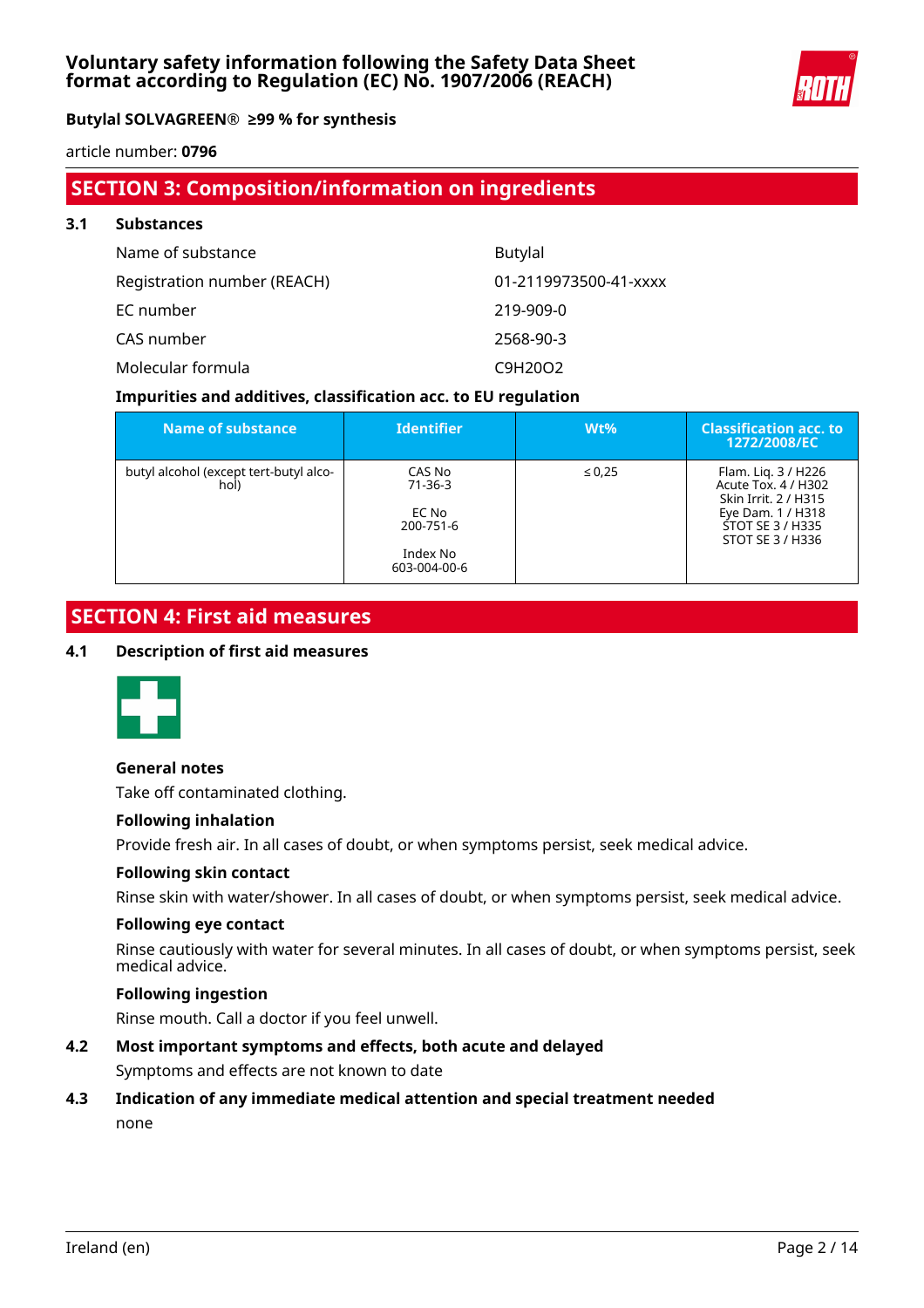## SECTION 3: Composition/information on ingredients

### 3.1 Substances

| | |
|---|---|
| Name of substance | Butylal |
| Registration number (REACH) | 01-2119973500-41-xxxx |
| EC number | 219-909-0 |
| CAS number | 2568-90-3 |
| Molecular formula | $C_9H_{20}O_2$ |

**Impurities and additives, classification acc. to EU regulation**

| Name of substance | Identifier | Wt% | Classification acc. to 1272/2008/EC |
|---|---|---|---|
| butyl alcohol (except tert-butyl alcohol) | CAS No 71-36-3<br><br>EC No 200-751-6<br><br>Index No 603-004-00-6 | ≤ 0,25 | Flam. Liq. 3 / H226<br>Acute Tox. 4 / H302<br>Skin Irrit. 2 / H315<br>Eye Dam. 1 / H318<br>STOT SE 3 / H335<br>STOT SE 3 / H336 |

## SECTION 4: First aid measures

### 4.1 Description of first aid measures

**General notes**

Take off contaminated clothing.

**Following inhalation**

Provide fresh air. In all cases of doubt, or when symptoms persist, seek medical advice.

**Following skin contact**

Rinse skin with water/shower. In all cases of doubt, or when symptoms persist, seek medical advice.

**Following eye contact**

Rinse cautiously with water for several minutes. In all cases of doubt, or when symptoms persist, seek medical advice.

**Following ingestion**

Rinse mouth. Call a doctor if you feel unwell.

### 4.2 Most important symptoms and effects, both acute and delayed

Symptoms and effects are not known to date

### 4.3 Indication of any immediate medical attention and special treatment needed

none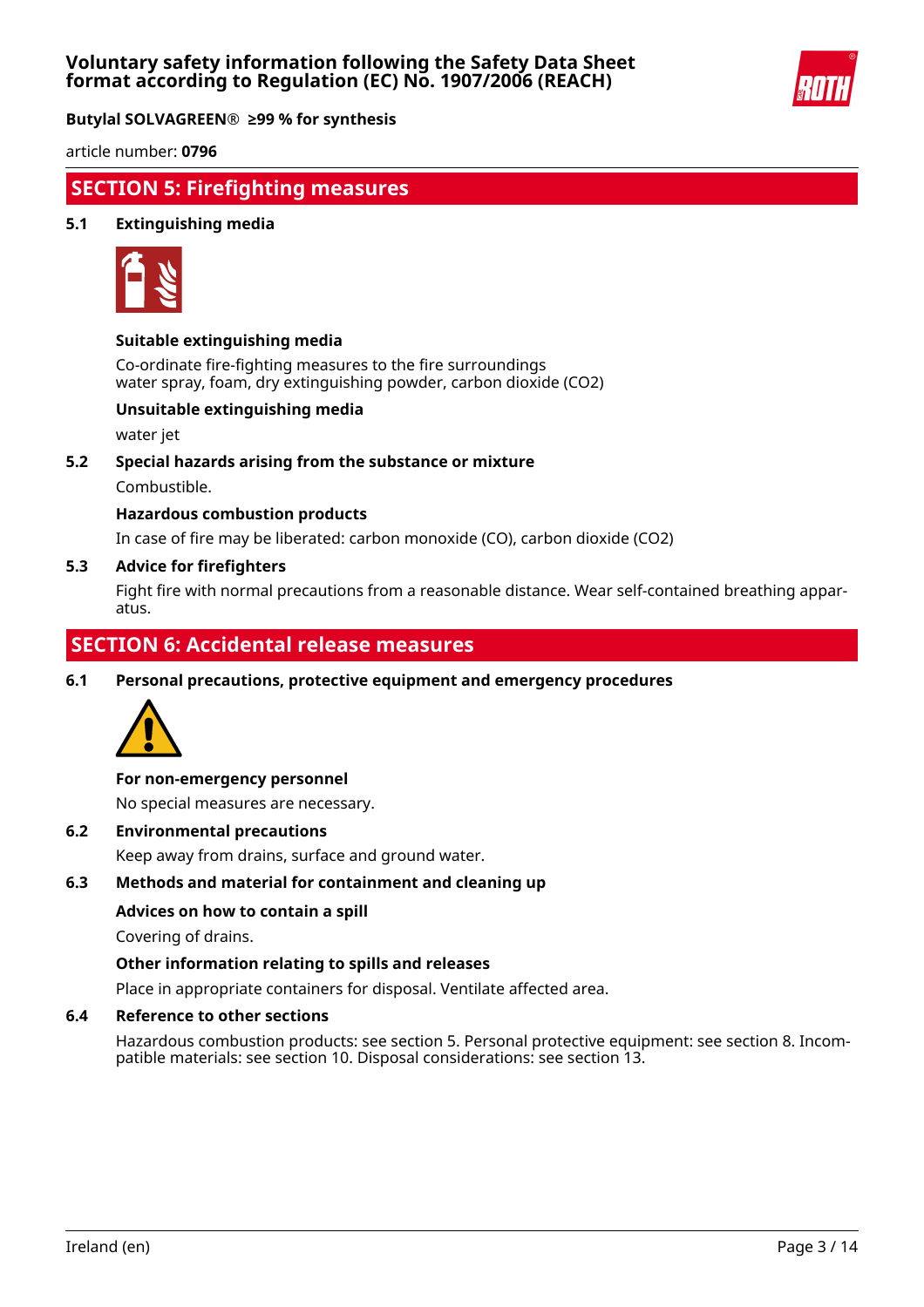## SECTION 5: Firefighting measures

### 5.1 Extinguishing media

**Suitable extinguishing media**

Co-ordinate fire-fighting measures to the fire surroundings
water spray, foam, dry extinguishing powder, carbon dioxide ($CO_2$)

**Unsuitable extinguishing media**

water jet

### 5.2 Special hazards arising from the substance or mixture

Combustible.

**Hazardous combustion products**

In case of fire may be liberated: carbon monoxide (CO), carbon dioxide ($CO_2$)

### 5.3 Advice for firefighters

Fight fire with normal precautions from a reasonable distance. Wear self-contained breathing apparatus.

## SECTION 6: Accidental release measures

### 6.1 Personal precautions, protective equipment and emergency procedures

**For non-emergency personnel**

No special measures are necessary.

### 6.2 Environmental precautions

Keep away from drains, surface and ground water.

### 6.3 Methods and material for containment and cleaning up

**Advices on how to contain a spill**

Covering of drains.

**Other information relating to spills and releases**

Place in appropriate containers for disposal. Ventilate affected area.

### 6.4 Reference to other sections

Hazardous combustion products: see section 5. Personal protective equipment: see section 8. Incompatible materials: see section 10. Disposal considerations: see section 13.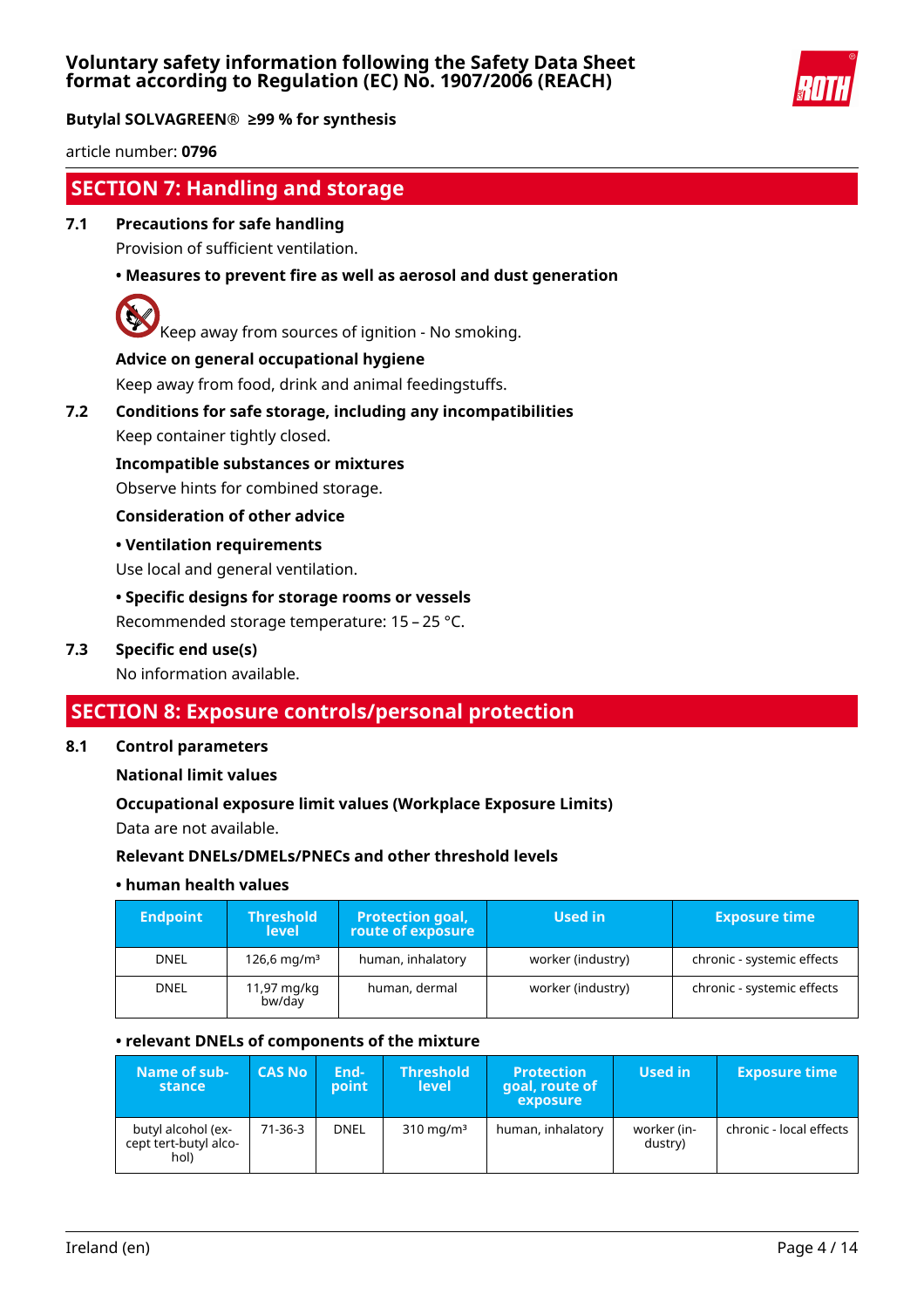## SECTION 7: Handling and storage

### 7.1 Precautions for safe handling

Provision of sufficient ventilation.

**• Measures to prevent fire as well as aerosol and dust generation**

Keep away from sources of ignition - No smoking.

**Advice on general occupational hygiene**

Keep away from food, drink and animal feedingstuffs.

### 7.2 Conditions for safe storage, including any incompatibilities

Keep container tightly closed.

**Incompatible substances or mixtures**

Observe hints for combined storage.

**Consideration of other advice**

**• Ventilation requirements**

Use local and general ventilation.

**• Specific designs for storage rooms or vessels**

Recommended storage temperature: 15 – 25 °C.

### 7.3 Specific end use(s)

No information available.

## SECTION 8: Exposure controls/personal protection

### 8.1 Control parameters

**National limit values**

**Occupational exposure limit values (Workplace Exposure Limits)**

Data are not available.

**Relevant DNELs/DMELs/PNECs and other threshold levels**

**• human health values**

| Endpoint | Threshold level | Protection goal, route of exposure | Used in | Exposure time |
|---|---|---|---|---|
| DNEL | 126,6 mg/m³ | human, inhalatory | worker (industry) | chronic - systemic effects |
| DNEL | 11,97 mg/kg bw/day | human, dermal | worker (industry) | chronic - systemic effects |

**• relevant DNELs of components of the mixture**

| Name of substance | CAS No | Endpoint | Threshold level | Protection goal, route of exposure | Used in | Exposure time |
|---|---|---|---|---|---|---|
| butyl alcohol (except tert-butyl alcohol) | 71-36-3 | DNEL | 310 mg/m³ | human, inhalatory | worker (industry) | chronic - local effects |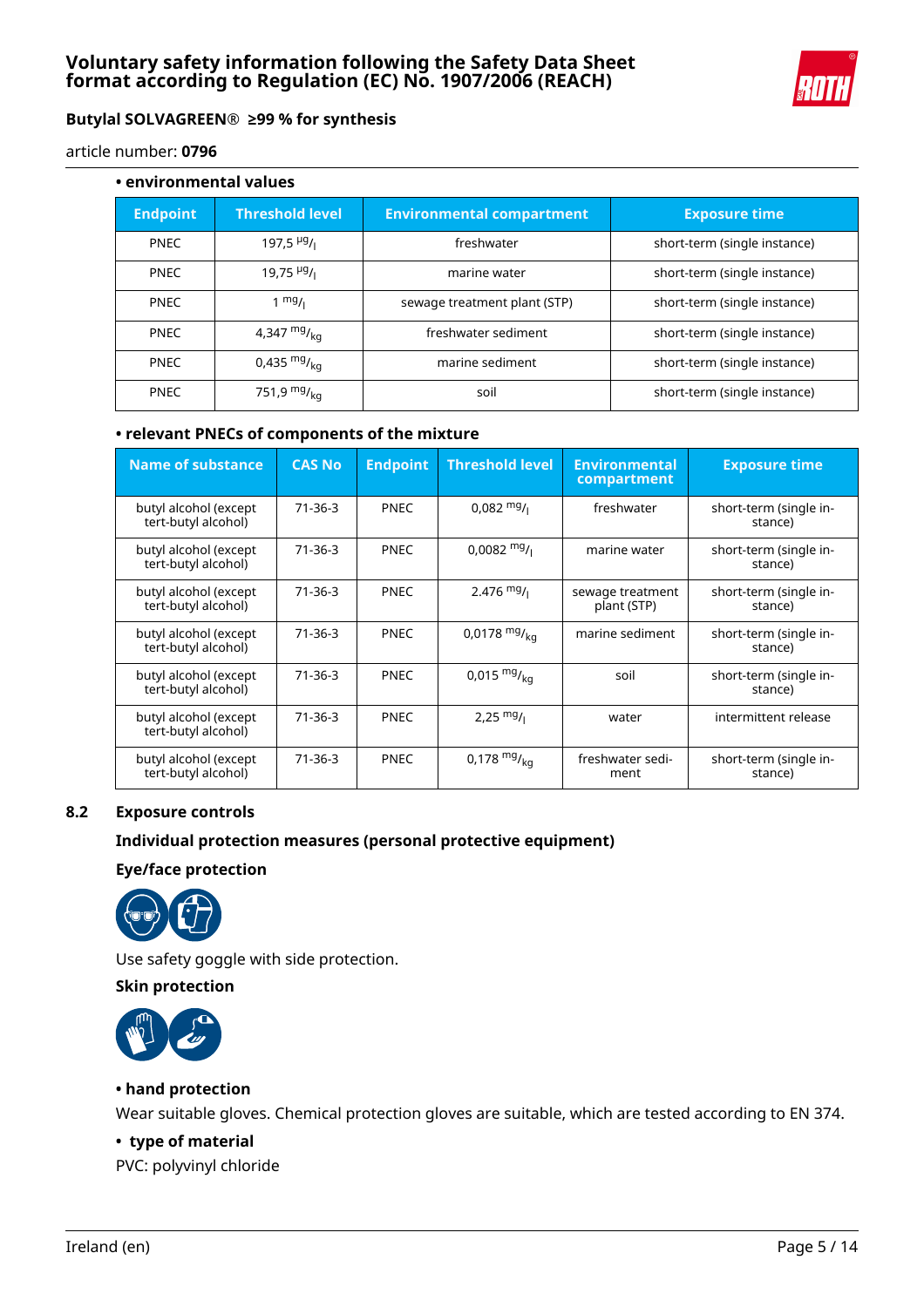article number: **0796**

**• environmental values**

| Endpoint | Threshold level | Environmental compartment | Exposure time |
|---|---|---|---|
| PNEC | 197,5 $^{µg}/_{l}$ | freshwater | short-term (single instance) |
| PNEC | 19,75 $^{µg}/_{l}$ | marine water | short-term (single instance) |
| PNEC | 1 $^{mg}/_{l}$ | sewage treatment plant (STP) | short-term (single instance) |
| PNEC | 4,347 $^{mg}/_{kg}$ | freshwater sediment | short-term (single instance) |
| PNEC | 0,435 $^{mg}/_{kg}$ | marine sediment | short-term (single instance) |
| PNEC | 751,9 $^{mg}/_{kg}$ | soil | short-term (single instance) |

**• relevant PNECs of components of the mixture**

| Name of substance | CAS No | Endpoint | Threshold level | Environmental compartment | Exposure time |
|---|---|---|---|---|---|
| butyl alcohol (except tert-butyl alcohol) | 71-36-3 | PNEC | 0,082 $^{mg}/_{l}$ | freshwater | short-term (single instance) |
| butyl alcohol (except tert-butyl alcohol) | 71-36-3 | PNEC | 0,0082 $^{mg}/_{l}$ | marine water | short-term (single instance) |
| butyl alcohol (except tert-butyl alcohol) | 71-36-3 | PNEC | 2.476 $^{mg}/_{l}$ | sewage treatment plant (STP) | short-term (single instance) |
| butyl alcohol (except tert-butyl alcohol) | 71-36-3 | PNEC | 0,0178 $^{mg}/_{kg}$ | marine sediment | short-term (single instance) |
| butyl alcohol (except tert-butyl alcohol) | 71-36-3 | PNEC | 0,015 $^{mg}/_{kg}$ | soil | short-term (single instance) |
| butyl alcohol (except tert-butyl alcohol) | 71-36-3 | PNEC | 2,25 $^{mg}/_{l}$ | water | intermittent release |
| butyl alcohol (except tert-butyl alcohol) | 71-36-3 | PNEC | 0,178 $^{mg}/_{kg}$ | freshwater sediment | short-term (single instance) |

## 8.2 Exposure controls

### Individual protection measures (personal protective equipment)

**Eye/face protection**

Use safety goggle with side protection.

**Skin protection**

**• hand protection**

Wear suitable gloves. Chemical protection gloves are suitable, which are tested according to EN 374.

**• type of material**

PVC: polyvinyl chloride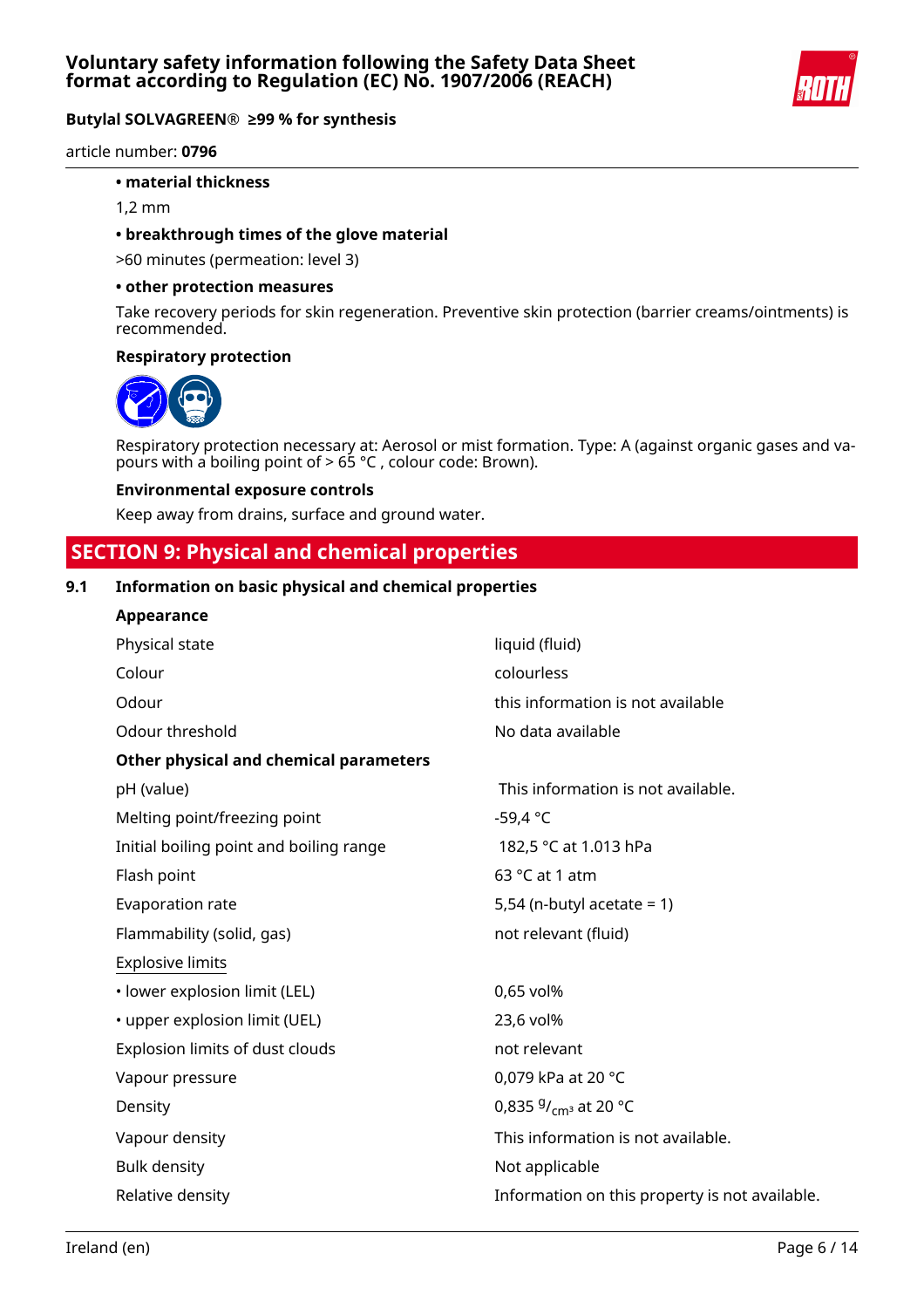- **material thickness**

  1,2 mm

- **breakthrough times of the glove material**

  >60 minutes (permeation: level 3)

- **other protection measures**

  Take recovery periods for skin regeneration. Preventive skin protection (barrier creams/ointments) is recommended.

**Respiratory protection**

Respiratory protection necessary at: Aerosol or mist formation. Type: A (against organic gases and vapours with a boiling point of > 65 °C , colour code: Brown).

**Environmental exposure controls**

Keep away from drains, surface and ground water.

## SECTION 9: Physical and chemical properties

### 9.1 Information on basic physical and chemical properties

**Appearance**

| | |
|---|---|
| Physical state | liquid (fluid) |
| Colour | colourless |
| Odour | this information is not available |
| Odour threshold | No data available |

**Other physical and chemical parameters**

| | |
|---|---|
| pH (value) | This information is not available. |
| Melting point/freezing point | -59,4 °C |
| Initial boiling point and boiling range | 182,5 °C at 1.013 hPa |
| Flash point | 63 °C at 1 atm |
| Evaporation rate | 5,54 (n-butyl acetate = 1) |
| Flammability (solid, gas) | not relevant (fluid) |
| Explosive limits | |
| • lower explosion limit (LEL) | 0,65 vol% |
| • upper explosion limit (UEL) | 23,6 vol% |
| Explosion limits of dust clouds | not relevant |
| Vapour pressure | 0,079 kPa at 20 °C |
| Density | 0,835 $^{g}/_{cm^3}$ at 20 °C |
| Vapour density | This information is not available. |
| Bulk density | Not applicable |
| Relative density | Information on this property is not available. |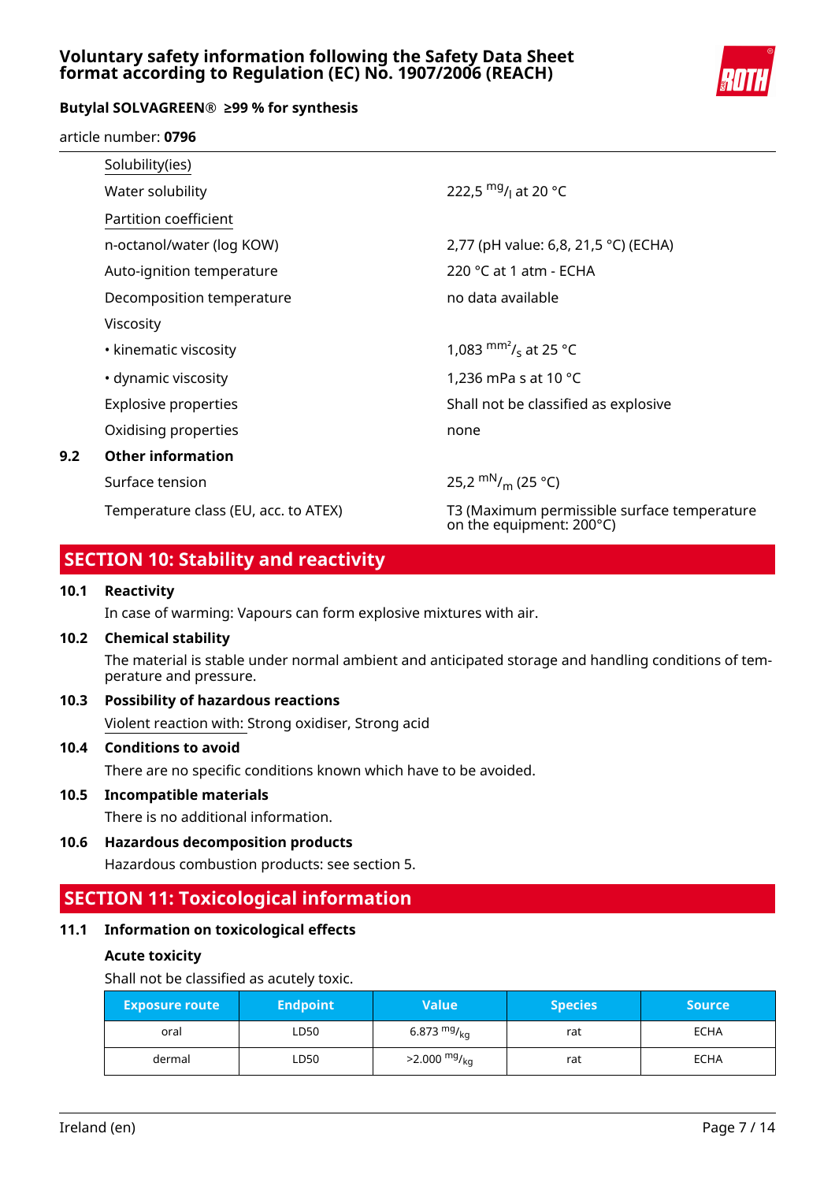| | |
|---|---|
| Solubility(ies) | |
| Water solubility | 222,5 $^{mg}/_{l}$ at 20 °C |
| Partition coefficient | |
| n-octanol/water (log KOW) | 2,77 (pH value: 6,8, 21,5 °C) (ECHA) |
| Auto-ignition temperature | 220 °C at 1 atm - ECHA |
| Decomposition temperature | no data available |
| Viscosity | |
| • kinematic viscosity | 1,083 $^{mm^2}/_{s}$ at 25 °C |
| • dynamic viscosity | 1,236 mPa s at 10 °C |
| Explosive properties | Shall not be classified as explosive |
| Oxidising properties | none |

**9.2 Other information**

| | |
|---|---|
| Surface tension | 25,2 $^{mN}/_{m}$ (25 °C) |
| Temperature class (EU, acc. to ATEX) | T3 (Maximum permissible surface temperature on the equipment: 200°C) |

## SECTION 10: Stability and reactivity

### 10.1 Reactivity

In case of warming: Vapours can form explosive mixtures with air.

### 10.2 Chemical stability

The material is stable under normal ambient and anticipated storage and handling conditions of temperature and pressure.

### 10.3 Possibility of hazardous reactions

Violent reaction with: Strong oxidiser, Strong acid

### 10.4 Conditions to avoid

There are no specific conditions known which have to be avoided.

### 10.5 Incompatible materials

There is no additional information.

### 10.6 Hazardous decomposition products

Hazardous combustion products: see section 5.

## SECTION 11: Toxicological information

### 11.1 Information on toxicological effects

**Acute toxicity**

Shall not be classified as acutely toxic.

| Exposure route | Endpoint | Value | Species | Source |
|---|---|---|---|---|
| oral | LD50 | 6.873 $^{mg}/_{kg}$ | rat | ECHA |
| dermal | LD50 | >2.000 $^{mg}/_{kg}$ | rat | ECHA |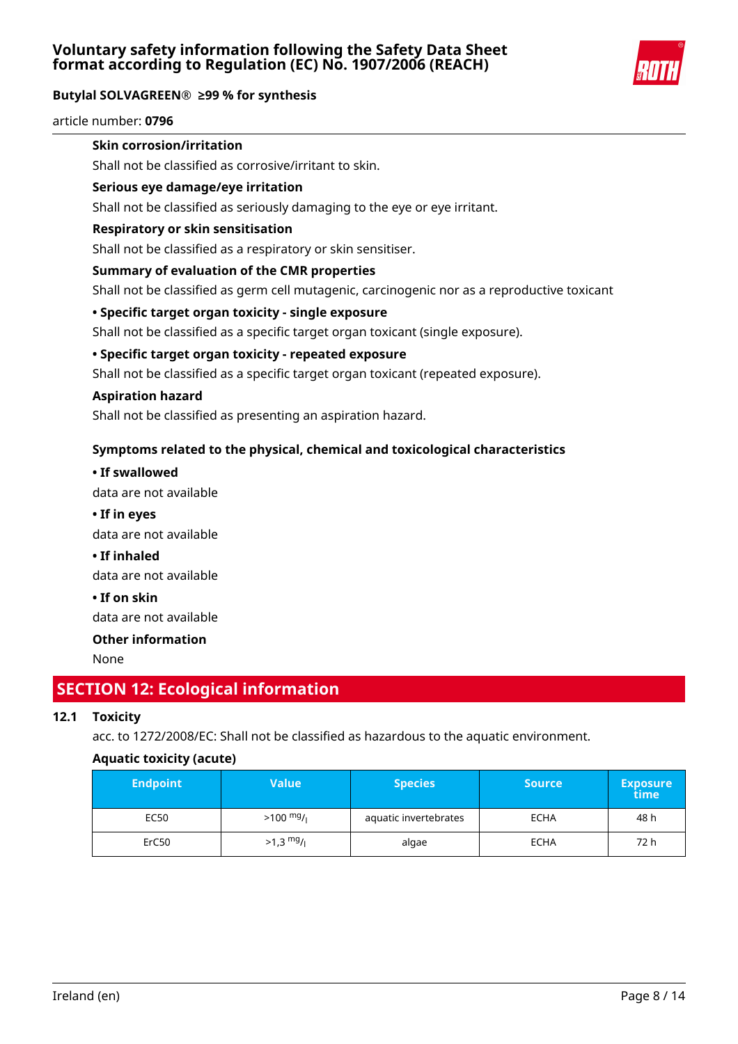**Skin corrosion/irritation**

Shall not be classified as corrosive/irritant to skin.

**Serious eye damage/eye irritation**

Shall not be classified as seriously damaging to the eye or eye irritant.

**Respiratory or skin sensitisation**

Shall not be classified as a respiratory or skin sensitiser.

**Summary of evaluation of the CMR properties**

Shall not be classified as germ cell mutagenic, carcinogenic nor as a reproductive toxicant

**• Specific target organ toxicity - single exposure**

Shall not be classified as a specific target organ toxicant (single exposure).

**• Specific target organ toxicity - repeated exposure**

Shall not be classified as a specific target organ toxicant (repeated exposure).

**Aspiration hazard**

Shall not be classified as presenting an aspiration hazard.

**Symptoms related to the physical, chemical and toxicological characteristics**

**• If swallowed**

data are not available

**• If in eyes**

data are not available

**• If inhaled**

data are not available

**• If on skin**

data are not available

**Other information**

None

## SECTION 12: Ecological information

### 12.1 Toxicity

acc. to 1272/2008/EC: Shall not be classified as hazardous to the aquatic environment.

**Aquatic toxicity (acute)**

| Endpoint | Value | Species | Source | Exposure time |
|---|---|---|---|---|
| EC50 | >100 mg/l | aquatic invertebrates | ECHA | 48 h |
| ErC50 | >1,3 mg/l | algae | ECHA | 72 h |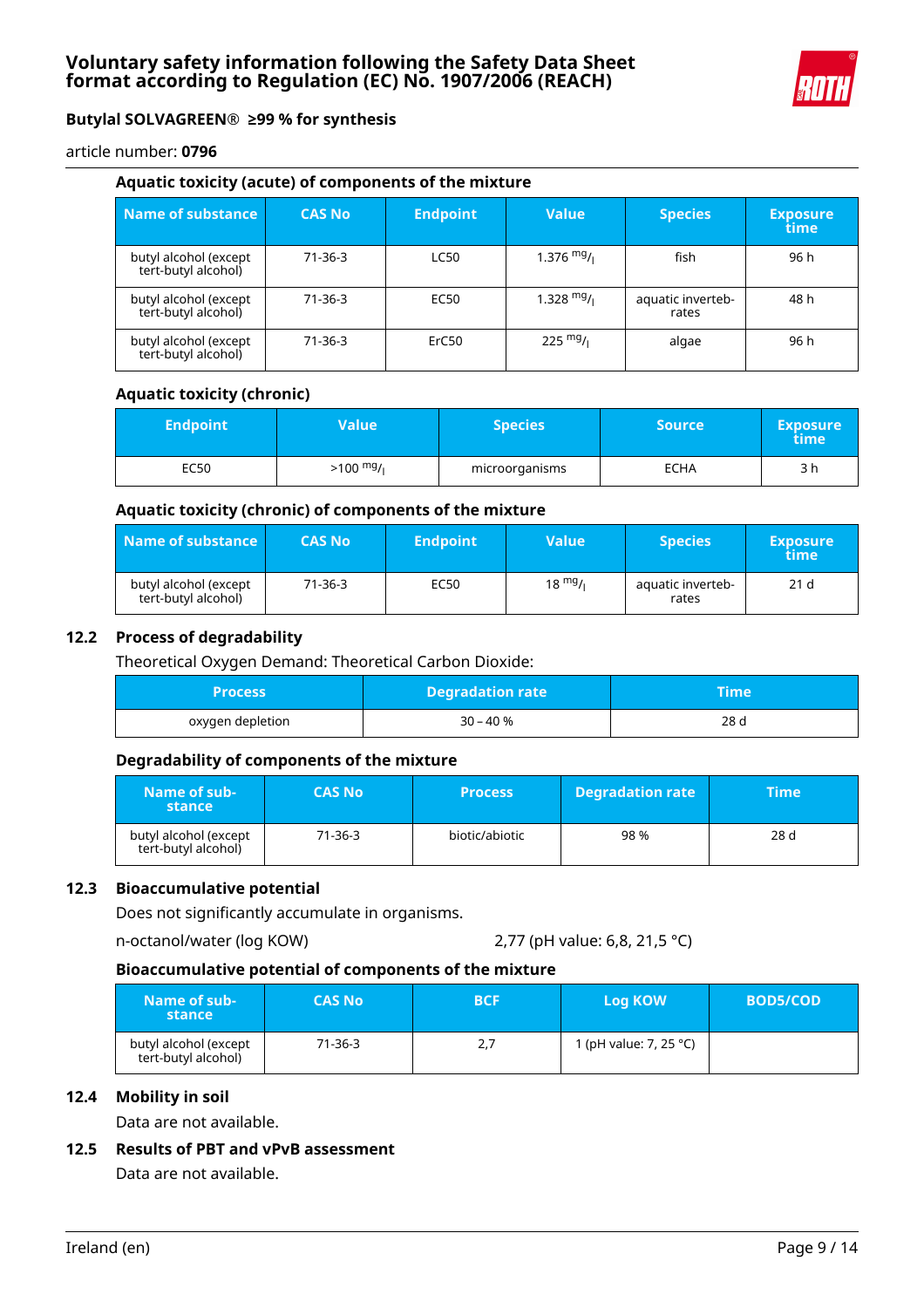#### Aquatic toxicity (acute) of components of the mixture

| Name of substance | CAS No | Endpoint | Value | Species | Exposure time |
|---|---|---|---|---|---|
| butyl alcohol (except tert-butyl alcohol) | 71-36-3 | LC50 | 1.376 $^{mg}/_{l}$ | fish | 96 h |
| butyl alcohol (except tert-butyl alcohol) | 71-36-3 | EC50 | 1.328 $^{mg}/_{l}$ | aquatic invertebrates | 48 h |
| butyl alcohol (except tert-butyl alcohol) | 71-36-3 | ErC50 | 225 $^{mg}/_{l}$ | algae | 96 h |

#### Aquatic toxicity (chronic)

| Endpoint | Value | Species | Source | Exposure time |
|---|---|---|---|---|
| EC50 | >100 $^{mg}/_{l}$ | microorganisms | ECHA | 3 h |

#### Aquatic toxicity (chronic) of components of the mixture

| Name of substance | CAS No | Endpoint | Value | Species | Exposure time |
|---|---|---|---|---|---|
| butyl alcohol (except tert-butyl alcohol) | 71-36-3 | EC50 | 18 $^{mg}/_{l}$ | aquatic invertebrates | 21 d |

## 12.2 Process of degradability

Theoretical Oxygen Demand: Theoretical Carbon Dioxide:

| Process | Degradation rate | Time |
|---|---|---|
| oxygen depletion | 30 – 40 % | 28 d |

#### Degradability of components of the mixture

| Name of substance | CAS No | Process | Degradation rate | Time |
|---|---|---|---|---|
| butyl alcohol (except tert-butyl alcohol) | 71-36-3 | biotic/abiotic | 98 % | 28 d |

## 12.3 Bioaccumulative potential

Does not significantly accumulate in organisms.

n-octanol/water (log KOW) 2,77 (pH value: 6,8, 21,5 °C)

#### Bioaccumulative potential of components of the mixture

| Name of substance | CAS No | BCF | Log KOW | BOD5/COD |
|---|---|---|---|---|
| butyl alcohol (except tert-butyl alcohol) | 71-36-3 | 2,7 | 1 (pH value: 7, 25 °C) | |

## 12.4 Mobility in soil

Data are not available.

## 12.5 Results of PBT and vPvB assessment

Data are not available.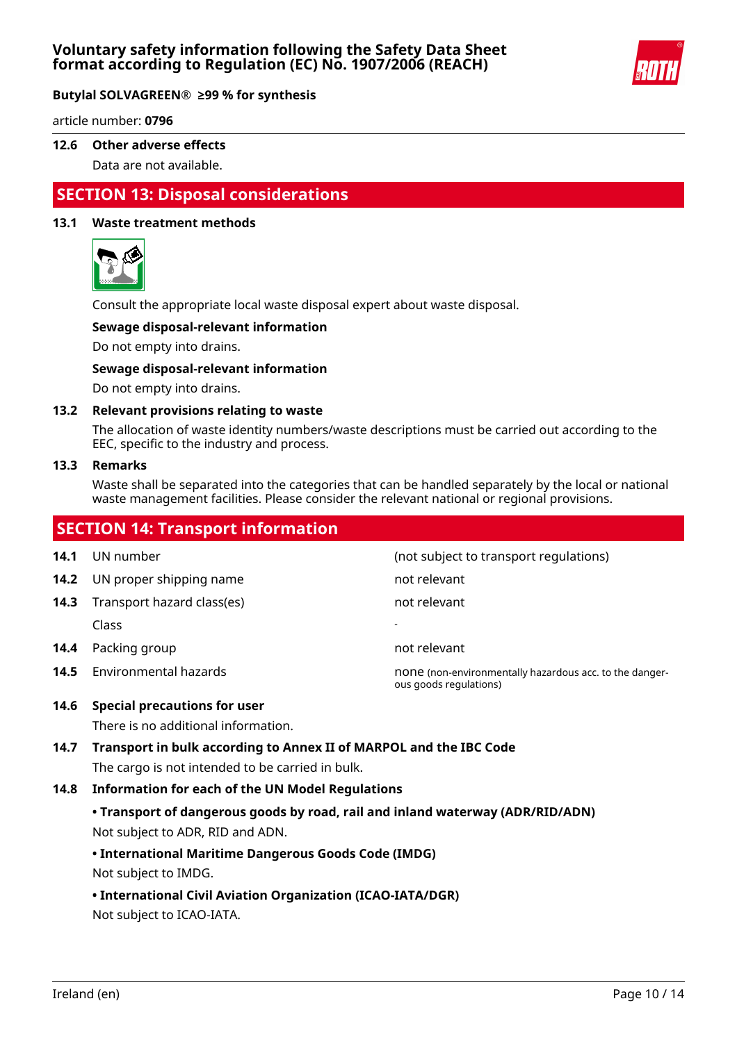### 12.6 Other adverse effects

Data are not available.

## SECTION 13: Disposal considerations

### 13.1 Waste treatment methods

Consult the appropriate local waste disposal expert about waste disposal.

**Sewage disposal-relevant information**

Do not empty into drains.

**Sewage disposal-relevant information**

Do not empty into drains.

### 13.2 Relevant provisions relating to waste

The allocation of waste identity numbers/waste descriptions must be carried out according to the EEC, specific to the industry and process.

### 13.3 Remarks

Waste shall be separated into the categories that can be handled separately by the local or national waste management facilities. Please consider the relevant national or regional provisions.

## SECTION 14: Transport information

| | | |
|---|---|---|
| **14.1** | UN number | (not subject to transport regulations) |
| **14.2** | UN proper shipping name | not relevant |
| **14.3** | Transport hazard class(es) | not relevant |
| | Class | - |
| **14.4** | Packing group | not relevant |
| **14.5** | Environmental hazards | none (non-environmentally hazardous acc. to the dangerous goods regulations) |

### 14.6 Special precautions for user

There is no additional information.

### 14.7 Transport in bulk according to Annex II of MARPOL and the IBC Code

The cargo is not intended to be carried in bulk.

### 14.8 Information for each of the UN Model Regulations

**• Transport of dangerous goods by road, rail and inland waterway (ADR/RID/ADN)**

Not subject to ADR, RID and ADN.

**• International Maritime Dangerous Goods Code (IMDG)**

Not subject to IMDG.

**• International Civil Aviation Organization (ICAO-IATA/DGR)**

Not subject to ICAO-IATA.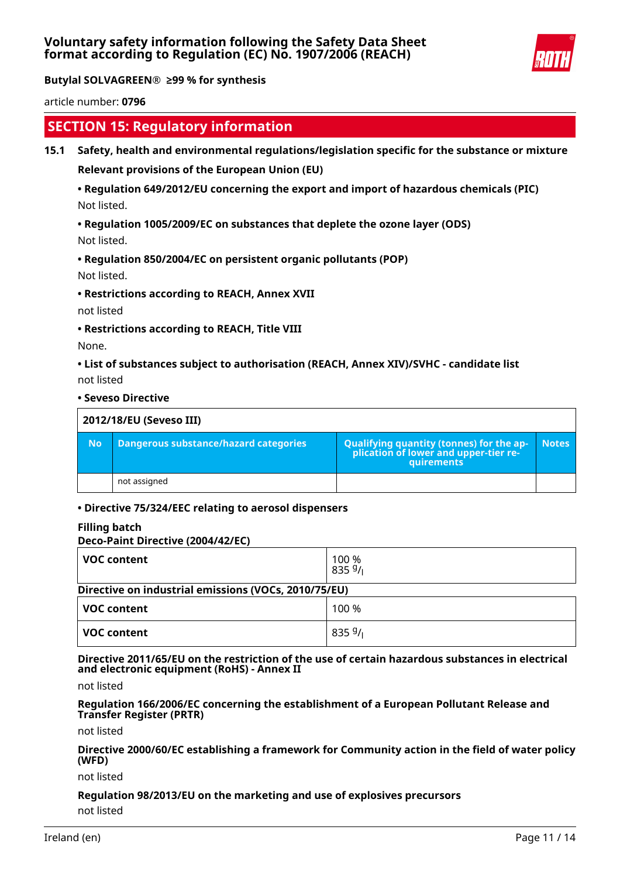## SECTION 15: Regulatory information

**15.1 Safety, health and environmental regulations/legislation specific for the substance or mixture**

**Relevant provisions of the European Union (EU)**

**• Regulation 649/2012/EU concerning the export and import of hazardous chemicals (PIC)**

Not listed.

**• Regulation 1005/2009/EC on substances that deplete the ozone layer (ODS)**

Not listed.

**• Regulation 850/2004/EC on persistent organic pollutants (POP)**

Not listed.

**• Restrictions according to REACH, Annex XVII**

not listed

**• Restrictions according to REACH, Title VIII**

None.

**• List of substances subject to authorisation (REACH, Annex XIV)/SVHC - candidate list**

not listed

**• Seveso Directive**

| 2012/18/EU (Seveso III) | | | |
|---|---|---|---|
| **No** | **Dangerous substance/hazard categories** | **Qualifying quantity (tonnes) for the application of lower and upper-tier requirements** | **Notes** |
| | not assigned | | |

**• Directive 75/324/EEC relating to aerosol dispensers**

**Filling batch**

**Deco-Paint Directive (2004/42/EC)**

| | |
|---|---|
| **VOC content** | 100 %<br>835 g/l |

**Directive on industrial emissions (VOCs, 2010/75/EU)**

| | |
|---|---|
| **VOC content** | 100 % |
| **VOC content** | 835 g/l |

**Directive 2011/65/EU on the restriction of the use of certain hazardous substances in electrical and electronic equipment (RoHS) - Annex II**

not listed

**Regulation 166/2006/EC concerning the establishment of a European Pollutant Release and Transfer Register (PRTR)**

not listed

**Directive 2000/60/EC establishing a framework for Community action in the field of water policy (WFD)**

not listed

**Regulation 98/2013/EU on the marketing and use of explosives precursors**

not listed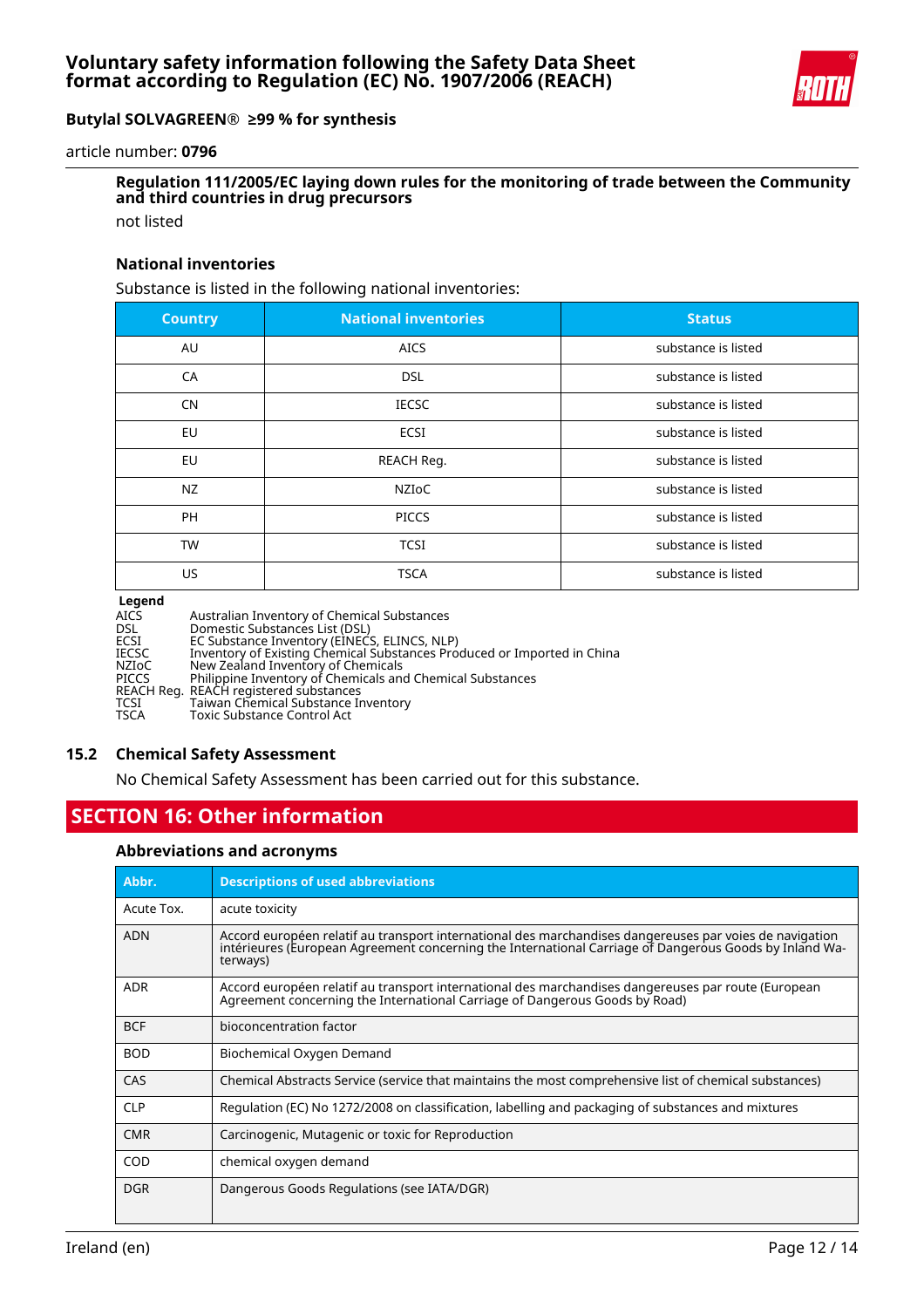#### Regulation 111/2005/EC laying down rules for the monitoring of trade between the Community and third countries in drug precursors

not listed

#### National inventories

Substance is listed in the following national inventories:

| Country | National inventories | Status |
|---|---|---|
| AU | AICS | substance is listed |
| CA | DSL | substance is listed |
| CN | IECSC | substance is listed |
| EU | ECSI | substance is listed |
| EU | REACH Reg. | substance is listed |
| NZ | NZIoC | substance is listed |
| PH | PICCS | substance is listed |
| TW | TCSI | substance is listed |
| US | TSCA | substance is listed |

**Legend**

| | |
|---|---|
| AICS | Australian Inventory of Chemical Substances |
| DSL | Domestic Substances List (DSL) |
| ECSI | EC Substance Inventory (EINECS, ELINCS, NLP) |
| IECSC | Inventory of Existing Chemical Substances Produced or Imported in China |
| NZIoC | New Zealand Inventory of Chemicals |
| PICCS | Philippine Inventory of Chemicals and Chemical Substances |
| REACH Reg. | REACH registered substances |
| TCSI | Taiwan Chemical Substance Inventory |
| TSCA | Toxic Substance Control Act |

### 15.2 Chemical Safety Assessment

No Chemical Safety Assessment has been carried out for this substance.

## SECTION 16: Other information

#### Abbreviations and acronyms

| Abbr. | Descriptions of used abbreviations |
|---|---|
| Acute Tox. | acute toxicity |
| ADN | Accord européen relatif au transport international des marchandises dangereuses par voies de navigation intérieures (European Agreement concerning the International Carriage of Dangerous Goods by Inland Waterways) |
| ADR | Accord européen relatif au transport international des marchandises dangereuses par route (European Agreement concerning the International Carriage of Dangerous Goods by Road) |
| BCF | bioconcentration factor |
| BOD | Biochemical Oxygen Demand |
| CAS | Chemical Abstracts Service (service that maintains the most comprehensive list of chemical substances) |
| CLP | Regulation (EC) No 1272/2008 on classification, labelling and packaging of substances and mixtures |
| CMR | Carcinogenic, Mutagenic or toxic for Reproduction |
| COD | chemical oxygen demand |
| DGR | Dangerous Goods Regulations (see IATA/DGR) |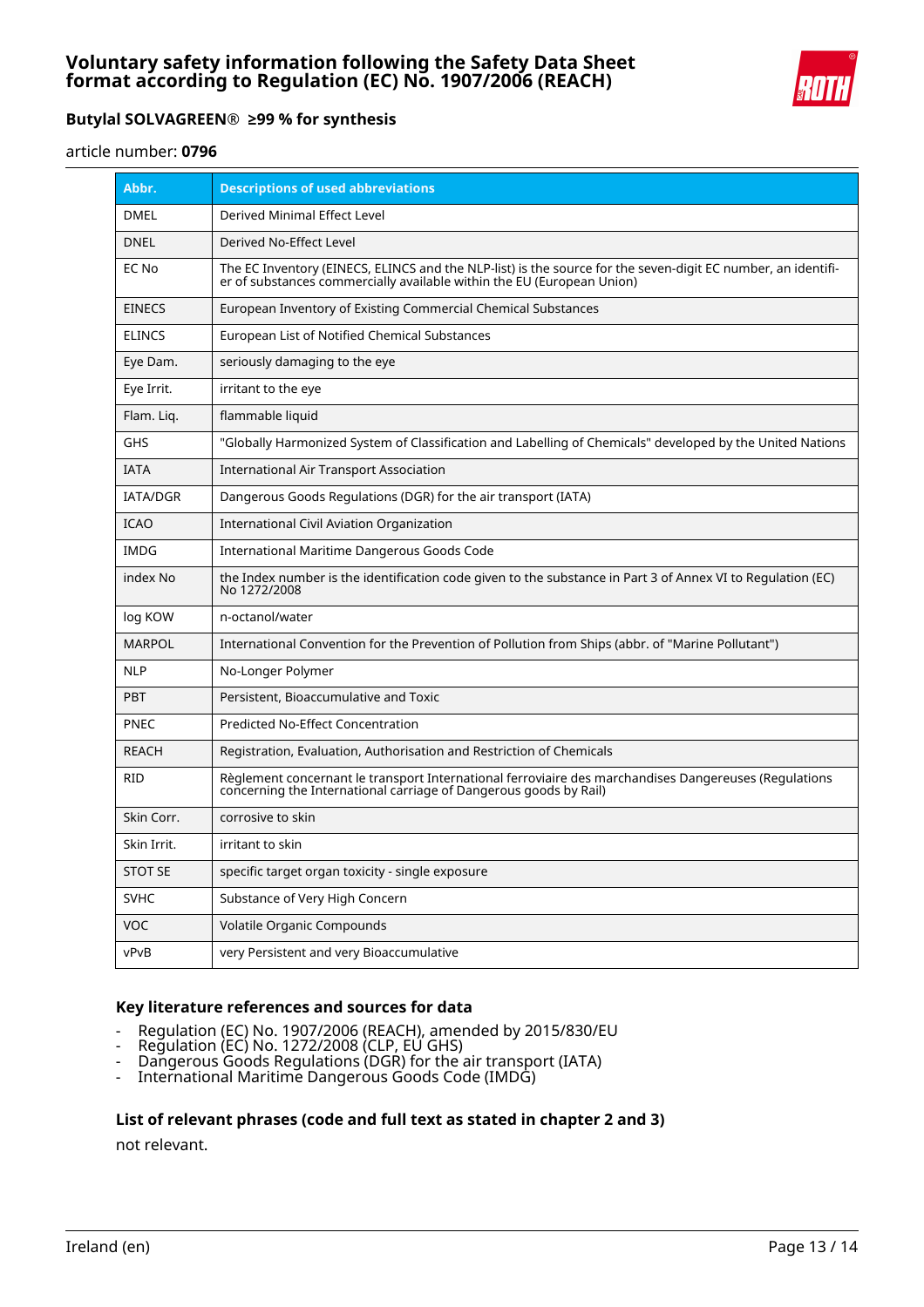| Abbr. | Descriptions of used abbreviations |
|---|---|
| DMEL | Derived Minimal Effect Level |
| DNEL | Derived No-Effect Level |
| EC No | The EC Inventory (EINECS, ELINCS and the NLP-list) is the source for the seven-digit EC number, an identifier of substances commercially available within the EU (European Union) |
| EINECS | European Inventory of Existing Commercial Chemical Substances |
| ELINCS | European List of Notified Chemical Substances |
| Eye Dam. | seriously damaging to the eye |
| Eye Irrit. | irritant to the eye |
| Flam. Liq. | flammable liquid |
| GHS | "Globally Harmonized System of Classification and Labelling of Chemicals" developed by the United Nations |
| IATA | International Air Transport Association |
| IATA/DGR | Dangerous Goods Regulations (DGR) for the air transport (IATA) |
| ICAO | International Civil Aviation Organization |
| IMDG | International Maritime Dangerous Goods Code |
| index No | the Index number is the identification code given to the substance in Part 3 of Annex VI to Regulation (EC) No 1272/2008 |
| log KOW | n-octanol/water |
| MARPOL | International Convention for the Prevention of Pollution from Ships (abbr. of "Marine Pollutant") |
| NLP | No-Longer Polymer |
| PBT | Persistent, Bioaccumulative and Toxic |
| PNEC | Predicted No-Effect Concentration |
| REACH | Registration, Evaluation, Authorisation and Restriction of Chemicals |
| RID | Règlement concernant le transport International ferroviaire des marchandises Dangereuses (Regulations concerning the International carriage of Dangerous goods by Rail) |
| Skin Corr. | corrosive to skin |
| Skin Irrit. | irritant to skin |
| STOT SE | specific target organ toxicity - single exposure |
| SVHC | Substance of Very High Concern |
| VOC | Volatile Organic Compounds |
| vPvB | very Persistent and very Bioaccumulative |

### Key literature references and sources for data

- Regulation (EC) No. 1907/2006 (REACH), amended by 2015/830/EU
- Regulation (EC) No. 1272/2008 (CLP, EU GHS)
- Dangerous Goods Regulations (DGR) for the air transport (IATA)
- International Maritime Dangerous Goods Code (IMDG)

### List of relevant phrases (code and full text as stated in chapter 2 and 3)

not relevant.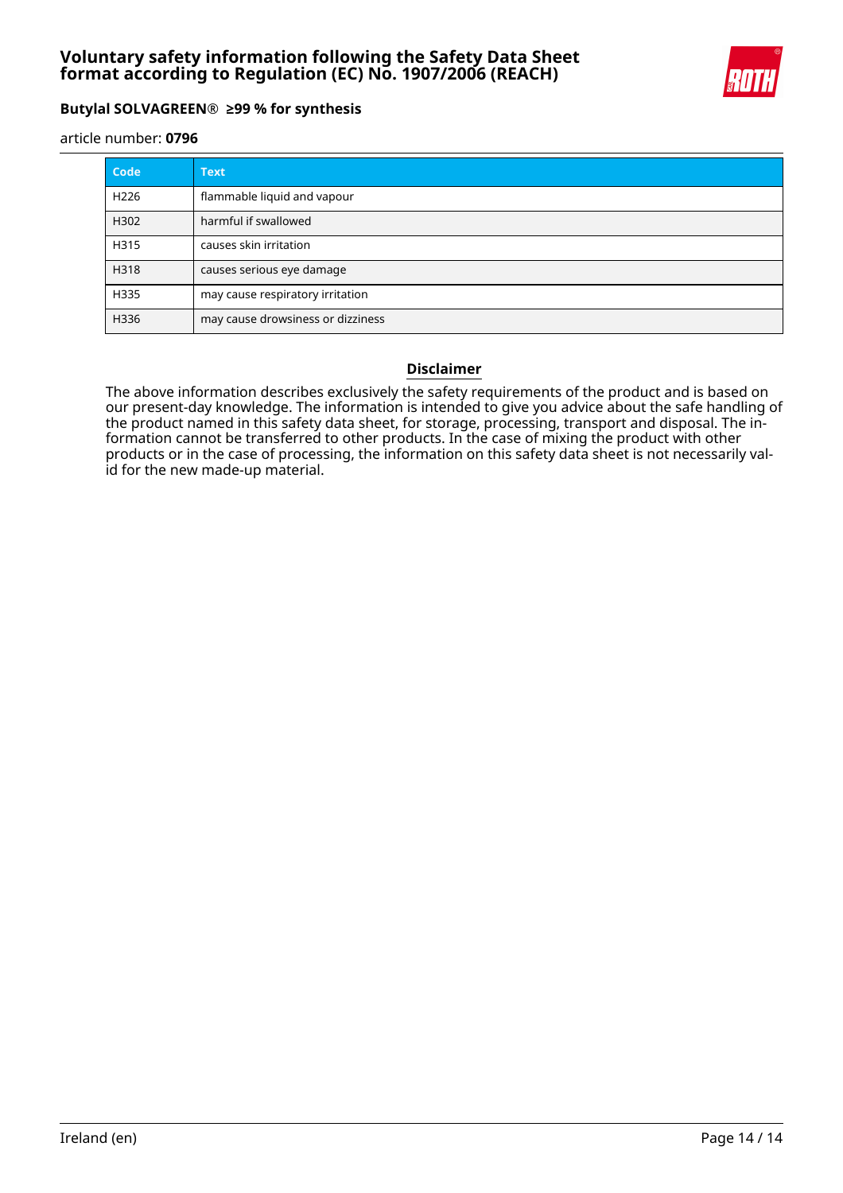| Code | Text |
|---|---|
| H226 | flammable liquid and vapour |
| H302 | harmful if swallowed |
| H315 | causes skin irritation |
| H318 | causes serious eye damage |
| H335 | may cause respiratory irritation |
| H336 | may cause drowsiness or dizziness |

## Disclaimer

The above information describes exclusively the safety requirements of the product and is based on our present-day knowledge. The information is intended to give you advice about the safe handling of the product named in this safety data sheet, for storage, processing, transport and disposal. The information cannot be transferred to other products. In the case of mixing the product with other products or in the case of processing, the information on this safety data sheet is not necessarily valid for the new made-up material.